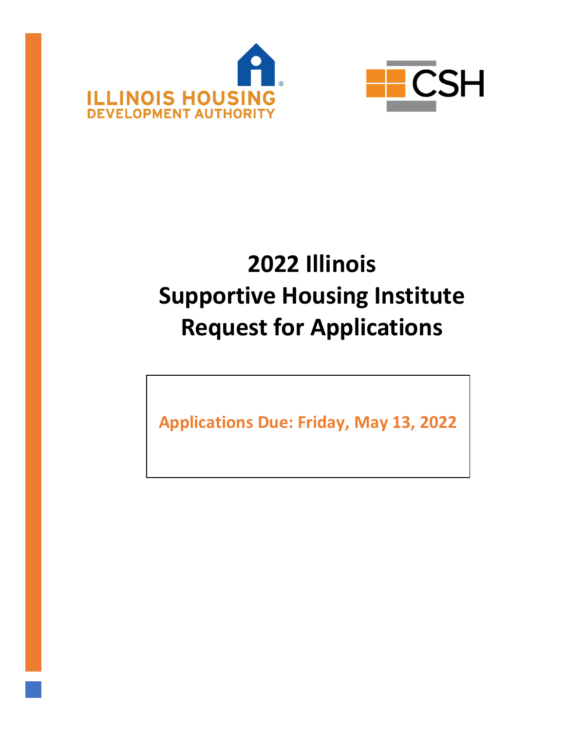ILLINOIS HOUSING DEVELOPMENT AUTHORITY

CSH

# 2022 Illinois Supportive Housing Institute Request for Applications

**Applications Due: Friday, May 13, 2022**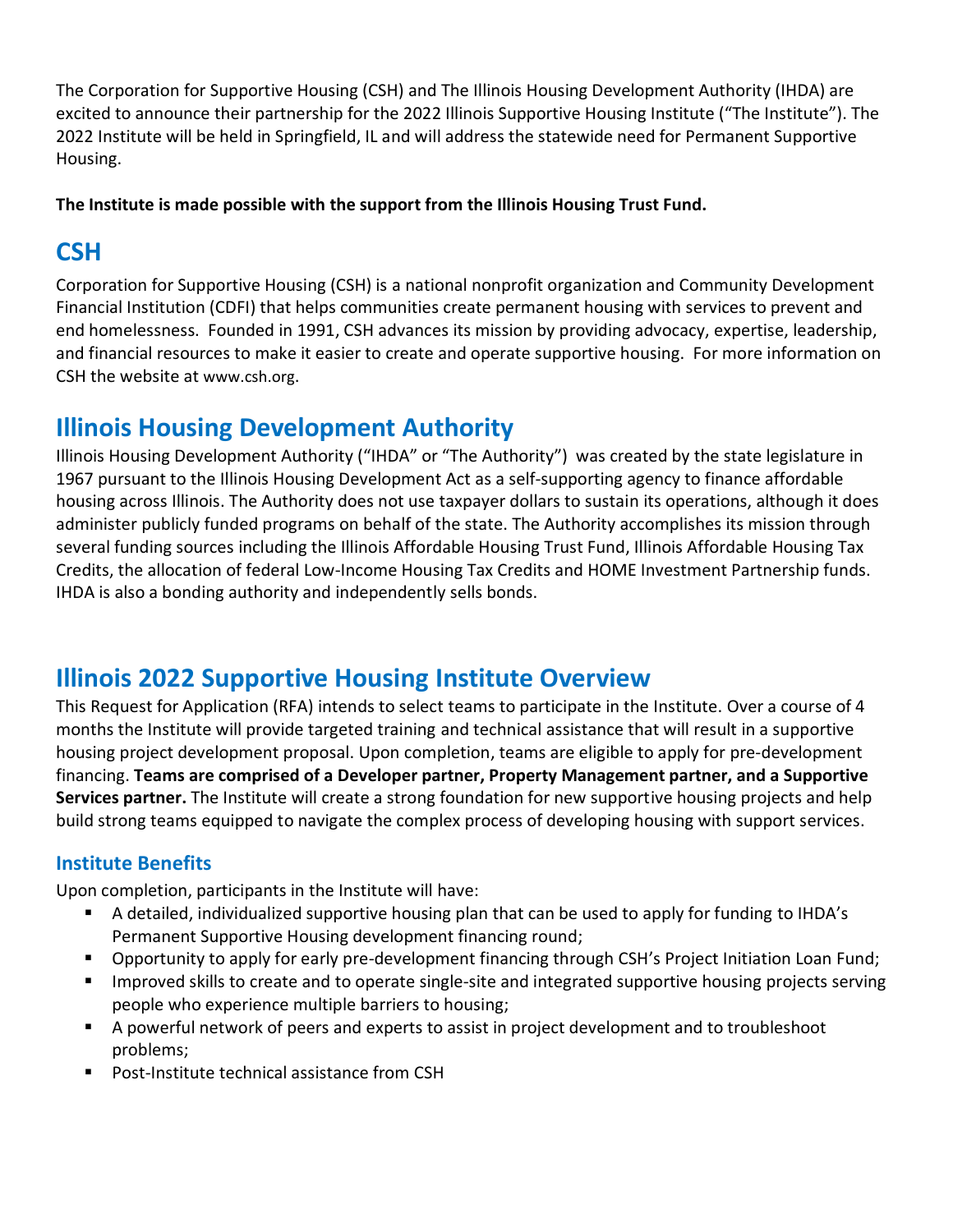The Corporation for Supportive Housing (CSH) and The Illinois Housing Development Authority (IHDA) are excited to announce their partnership for the 2022 Illinois Supportive Housing Institute ("The Institute"). The 2022 Institute will be held in Springfield, IL and will address the statewide need for Permanent Supportive Housing.

**The Institute is made possible with the support from the Illinois Housing Trust Fund.**

## CSH

Corporation for Supportive Housing (CSH) is a national nonprofit organization and Community Development Financial Institution (CDFI) that helps communities create permanent housing with services to prevent and end homelessness. Founded in 1991, CSH advances its mission by providing advocacy, expertise, leadership, and financial resources to make it easier to create and operate supportive housing. For more information on CSH the website at www.csh.org.

## Illinois Housing Development Authority

Illinois Housing Development Authority ("IHDA" or "The Authority") was created by the state legislature in 1967 pursuant to the Illinois Housing Development Act as a self-supporting agency to finance affordable housing across Illinois. The Authority does not use taxpayer dollars to sustain its operations, although it does administer publicly funded programs on behalf of the state. The Authority accomplishes its mission through several funding sources including the Illinois Affordable Housing Trust Fund, Illinois Affordable Housing Tax Credits, the allocation of federal Low-Income Housing Tax Credits and HOME Investment Partnership funds. IHDA is also a bonding authority and independently sells bonds.

## Illinois 2022 Supportive Housing Institute Overview

This Request for Application (RFA) intends to select teams to participate in the Institute. Over a course of 4 months the Institute will provide targeted training and technical assistance that will result in a supportive housing project development proposal. Upon completion, teams are eligible to apply for pre-development financing. **Teams are comprised of a Developer partner, Property Management partner, and a Supportive Services partner.** The Institute will create a strong foundation for new supportive housing projects and help build strong teams equipped to navigate the complex process of developing housing with support services.

### Institute Benefits

Upon completion, participants in the Institute will have:

- A detailed, individualized supportive housing plan that can be used to apply for funding to IHDA's Permanent Supportive Housing development financing round;
- Opportunity to apply for early pre-development financing through CSH's Project Initiation Loan Fund;
- Improved skills to create and to operate single-site and integrated supportive housing projects serving people who experience multiple barriers to housing;
- A powerful network of peers and experts to assist in project development and to troubleshoot problems;
- Post-Institute technical assistance from CSH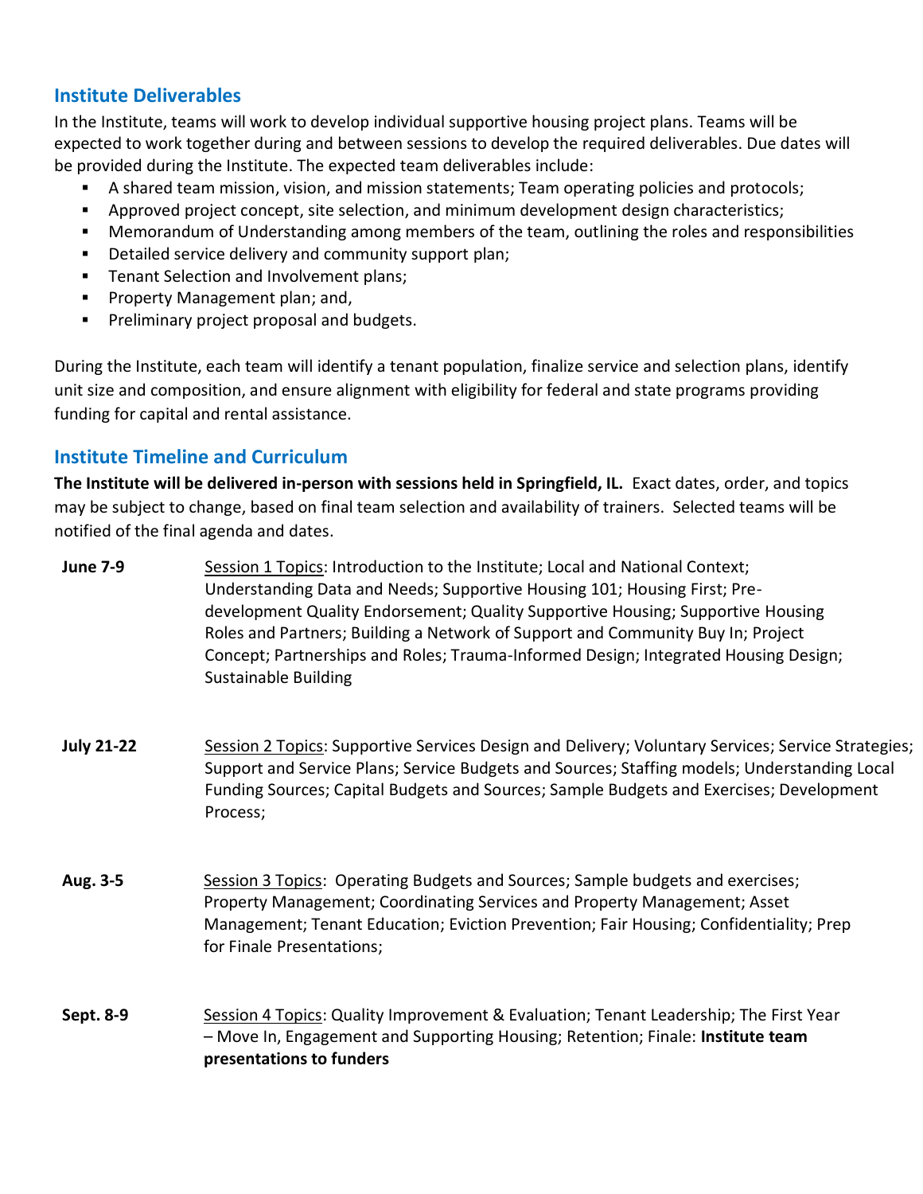## Institute Deliverables

In the Institute, teams will work to develop individual supportive housing project plans. Teams will be expected to work together during and between sessions to develop the required deliverables. Due dates will be provided during the Institute. The expected team deliverables include:

- A shared team mission, vision, and mission statements; Team operating policies and protocols;
- Approved project concept, site selection, and minimum development design characteristics;
- Memorandum of Understanding among members of the team, outlining the roles and responsibilities
- Detailed service delivery and community support plan;
- Tenant Selection and Involvement plans;
- Property Management plan; and,
- Preliminary project proposal and budgets.

During the Institute, each team will identify a tenant population, finalize service and selection plans, identify unit size and composition, and ensure alignment with eligibility for federal and state programs providing funding for capital and rental assistance.

## Institute Timeline and Curriculum

**The Institute will be delivered in-person with sessions held in Springfield, IL.** Exact dates, order, and topics may be subject to change, based on final team selection and availability of trainers. Selected teams will be notified of the final agenda and dates.

**June 7-9** — Session 1 Topics: Introduction to the Institute; Local and National Context; Understanding Data and Needs; Supportive Housing 101; Housing First; Pre-development Quality Endorsement; Quality Supportive Housing; Supportive Housing Roles and Partners; Building a Network of Support and Community Buy In; Project Concept; Partnerships and Roles; Trauma-Informed Design; Integrated Housing Design; Sustainable Building

**July 21-22** — Session 2 Topics: Supportive Services Design and Delivery; Voluntary Services; Service Strategies; Support and Service Plans; Service Budgets and Sources; Staffing models; Understanding Local Funding Sources; Capital Budgets and Sources; Sample Budgets and Exercises; Development Process;

**Aug. 3-5** — Session 3 Topics: Operating Budgets and Sources; Sample budgets and exercises; Property Management; Coordinating Services and Property Management; Asset Management; Tenant Education; Eviction Prevention; Fair Housing; Confidentiality; Prep for Finale Presentations;

**Sept. 8-9** — Session 4 Topics: Quality Improvement & Evaluation; Tenant Leadership; The First Year – Move In, Engagement and Supporting Housing; Retention; Finale: **Institute team presentations to funders**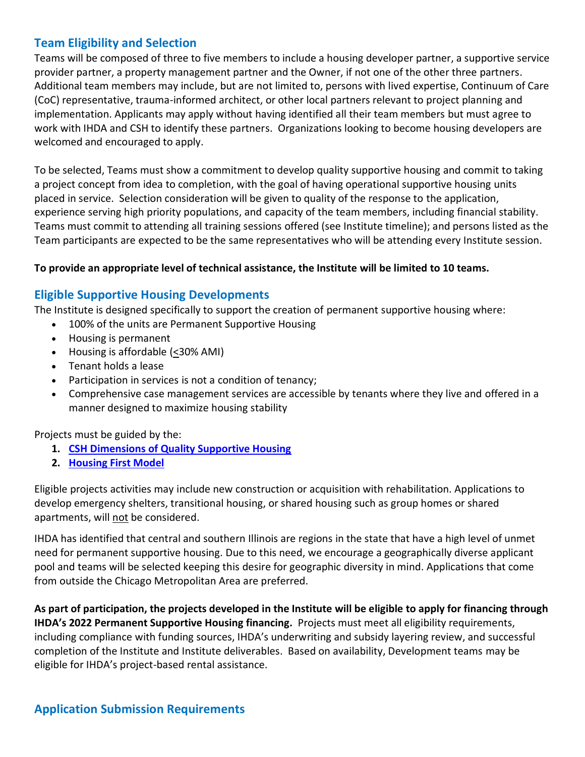## Team Eligibility and Selection

Teams will be composed of three to five members to include a housing developer partner, a supportive service provider partner, a property management partner and the Owner, if not one of the other three partners. Additional team members may include, but are not limited to, persons with lived expertise, Continuum of Care (CoC) representative, trauma-informed architect, or other local partners relevant to project planning and implementation. Applicants may apply without having identified all their team members but must agree to work with IHDA and CSH to identify these partners. Organizations looking to become housing developers are welcomed and encouraged to apply.

To be selected, Teams must show a commitment to develop quality supportive housing and commit to taking a project concept from idea to completion, with the goal of having operational supportive housing units placed in service. Selection consideration will be given to quality of the response to the application, experience serving high priority populations, and capacity of the team members, including financial stability. Teams must commit to attending all training sessions offered (see Institute timeline); and persons listed as the Team participants are expected to be the same representatives who will be attending every Institute session.

**To provide an appropriate level of technical assistance, the Institute will be limited to 10 teams.**

## Eligible Supportive Housing Developments

The Institute is designed specifically to support the creation of permanent supportive housing where:

- 100% of the units are Permanent Supportive Housing
- Housing is permanent
- Housing is affordable (≤30% AMI)
- Tenant holds a lease
- Participation in services is not a condition of tenancy;
- Comprehensive case management services are accessible by tenants where they live and offered in a manner designed to maximize housing stability

Projects must be guided by the:

1. **CSH Dimensions of Quality Supportive Housing**
2. **Housing First Model**

Eligible projects activities may include new construction or acquisition with rehabilitation. Applications to develop emergency shelters, transitional housing, or shared housing such as group homes or shared apartments, will not be considered.

IHDA has identified that central and southern Illinois are regions in the state that have a high level of unmet need for permanent supportive housing. Due to this need, we encourage a geographically diverse applicant pool and teams will be selected keeping this desire for geographic diversity in mind. Applications that come from outside the Chicago Metropolitan Area are preferred.

**As part of participation, the projects developed in the Institute will be eligible to apply for financing through IHDA's 2022 Permanent Supportive Housing financing.** Projects must meet all eligibility requirements, including compliance with funding sources, IHDA's underwriting and subsidy layering review, and successful completion of the Institute and Institute deliverables. Based on availability, Development teams may be eligible for IHDA's project-based rental assistance.

## Application Submission Requirements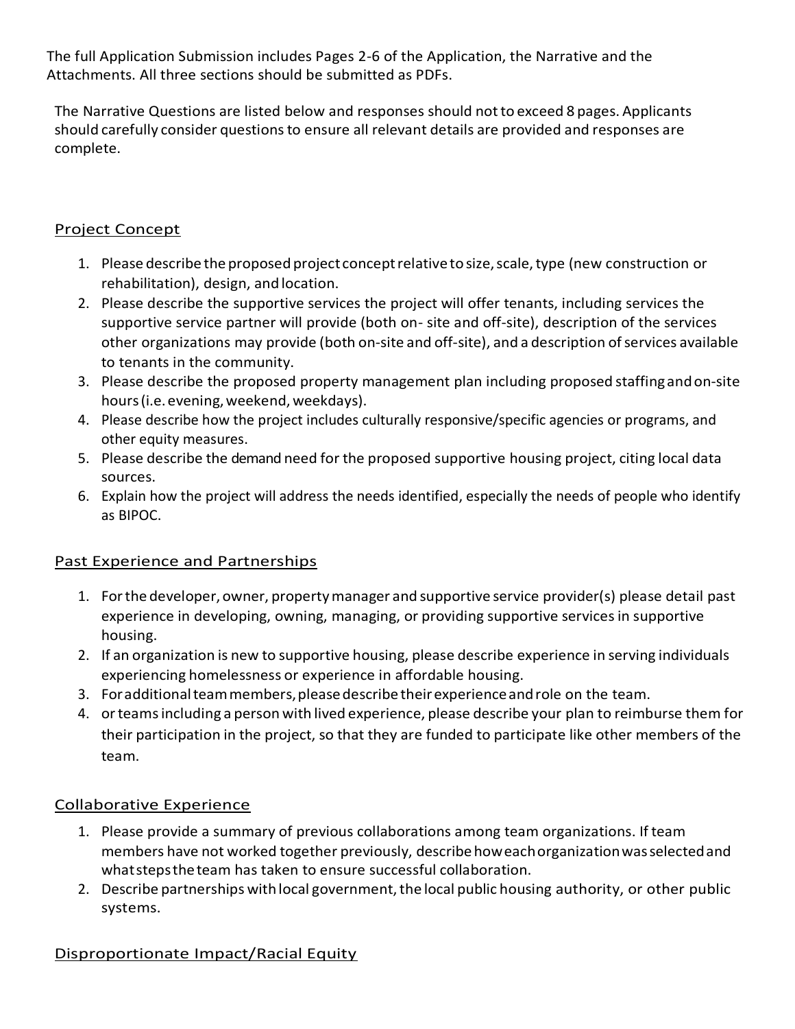The full Application Submission includes Pages 2-6 of the Application, the Narrative and the Attachments. All three sections should be submitted as PDFs.

The Narrative Questions are listed below and responses should not to exceed 8 pages. Applicants should carefully consider questions to ensure all relevant details are provided and responses are complete.

## Project Concept

1. Please describe the proposed project concept relative to size, scale, type (new construction or rehabilitation), design, and location.
2. Please describe the supportive services the project will offer tenants, including services the supportive service partner will provide (both on- site and off-site), description of the services other organizations may provide (both on-site and off-site), and a description of services available to tenants in the community.
3. Please describe the proposed property management plan including proposed staffing and on-site hours (i.e. evening, weekend, weekdays).
4. Please describe how the project includes culturally responsive/specific agencies or programs, and other equity measures.
5. Please describe the demand need for the proposed supportive housing project, citing local data sources.
6. Explain how the project will address the needs identified, especially the needs of people who identify as BIPOC.

## Past Experience and Partnerships

1. For the developer, owner, property manager and supportive service provider(s) please detail past experience in developing, owning, managing, or providing supportive services in supportive housing.
2. If an organization is new to supportive housing, please describe experience in serving individuals experiencing homelessness or experience in affordable housing.
3. For additional team members, please describe their experience and role on the team.
4. or teams including a person with lived experience, please describe your plan to reimburse them for their participation in the project, so that they are funded to participate like other members of the team.

## Collaborative Experience

1. Please provide a summary of previous collaborations among team organizations. If team members have not worked together previously, describe how each organization was selected and what steps the team has taken to ensure successful collaboration.
2. Describe partnerships with local government, the local public housing authority, or other public systems.

## Disproportionate Impact/Racial Equity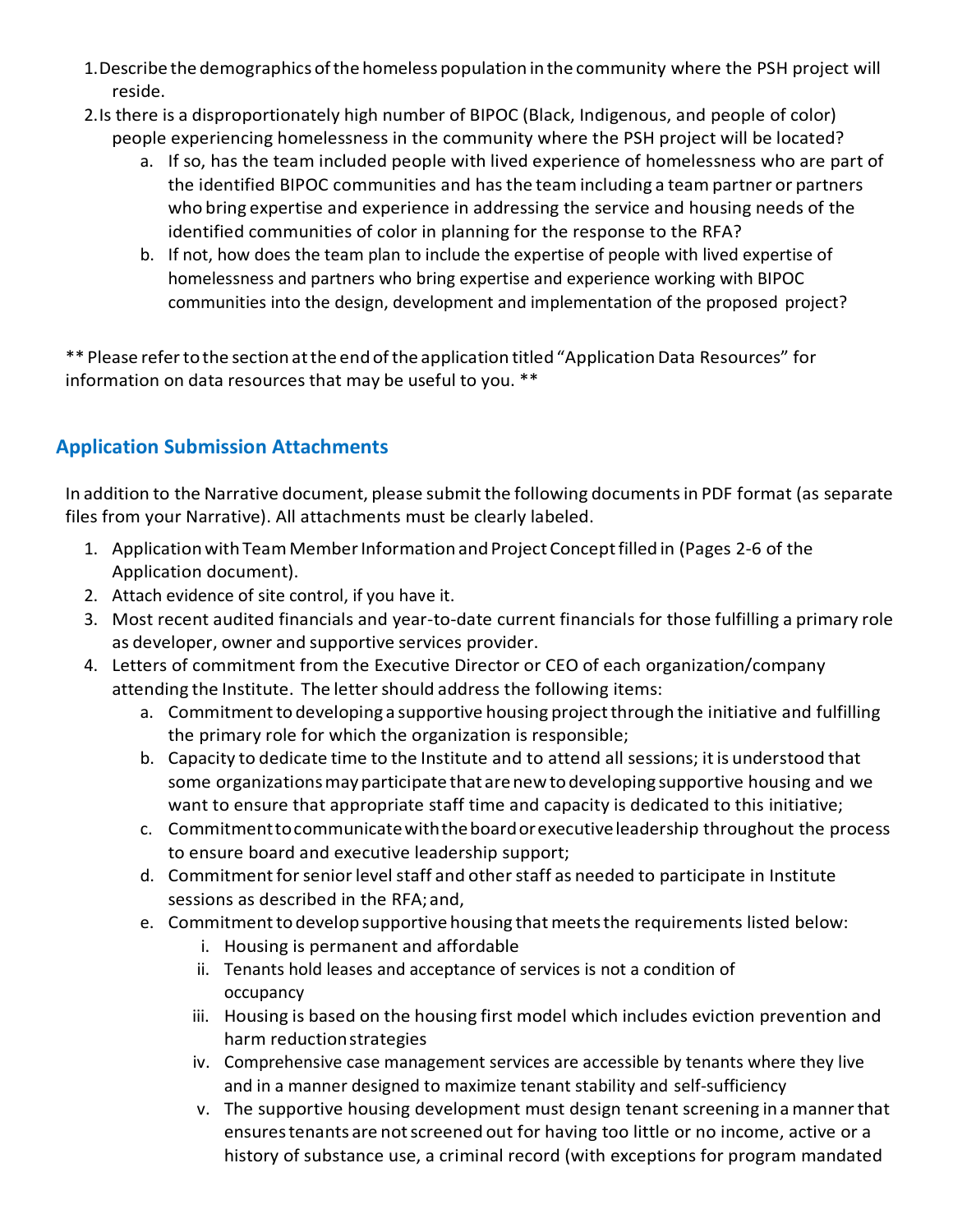1. Describe the demographics of the homeless population in the community where the PSH project will reside.
2. Is there is a disproportionately high number of BIPOC (Black, Indigenous, and people of color) people experiencing homelessness in the community where the PSH project will be located?
    a. If so, has the team included people with lived experience of homelessness who are part of the identified BIPOC communities and has the team including a team partner or partners who bring expertise and experience in addressing the service and housing needs of the identified communities of color in planning for the response to the RFA?
    b. If not, how does the team plan to include the expertise of people with lived expertise of homelessness and partners who bring expertise and experience working with BIPOC communities into the design, development and implementation of the proposed project?

** Please refer to the section at the end of the application titled "Application Data Resources" for information on data resources that may be useful to you. **

## Application Submission Attachments

In addition to the Narrative document, please submit the following documents in PDF format (as separate files from your Narrative). All attachments must be clearly labeled.

1. Application with Team Member Information and Project Concept filled in (Pages 2-6 of the Application document).
2. Attach evidence of site control, if you have it.
3. Most recent audited financials and year-to-date current financials for those fulfilling a primary role as developer, owner and supportive services provider.
4. Letters of commitment from the Executive Director or CEO of each organization/company attending the Institute. The letter should address the following items:
    a. Commitment to developing a supportive housing project through the initiative and fulfilling the primary role for which the organization is responsible;
    b. Capacity to dedicate time to the Institute and to attend all sessions; it is understood that some organizations may participate that are new to developing supportive housing and we want to ensure that appropriate staff time and capacity is dedicated to this initiative;
    c. Commitment to communicate with the board or executive leadership throughout the process to ensure board and executive leadership support;
    d. Commitment for senior level staff and other staff as needed to participate in Institute sessions as described in the RFA; and,
    e. Commitment to develop supportive housing that meets the requirements listed below:
        i. Housing is permanent and affordable
        ii. Tenants hold leases and acceptance of services is not a condition of occupancy
        iii. Housing is based on the housing first model which includes eviction prevention and harm reduction strategies
        iv. Comprehensive case management services are accessible by tenants where they live and in a manner designed to maximize tenant stability and self-sufficiency
        v. The supportive housing development must design tenant screening in a manner that ensures tenants are not screened out for having too little or no income, active or a history of substance use, a criminal record (with exceptions for program mandated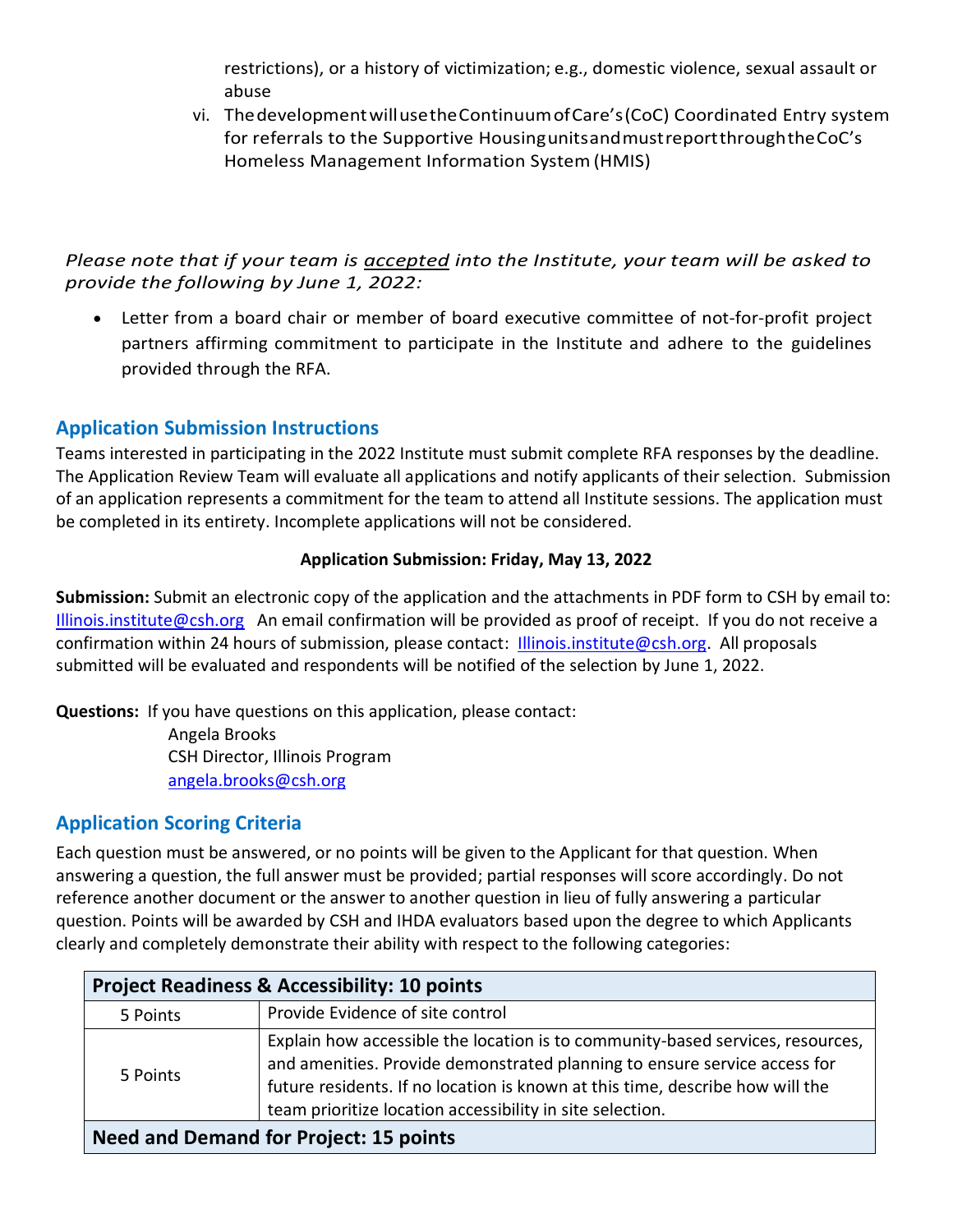restrictions), or a history of victimization; e.g., domestic violence, sexual assault or abuse

vi. The development will use the Continuum of Care's (CoC) Coordinated Entry system for referrals to the Supportive Housing units and must report through the CoC's Homeless Management Information System (HMIS)

*Please note that if your team is <u>accepted</u> into the Institute, your team will be asked to provide the following by June 1, 2022:*

- Letter from a board chair or member of board executive committee of not-for-profit project partners affirming commitment to participate in the Institute and adhere to the guidelines provided through the RFA.

## Application Submission Instructions

Teams interested in participating in the 2022 Institute must submit complete RFA responses by the deadline. The Application Review Team will evaluate all applications and notify applicants of their selection. Submission of an application represents a commitment for the team to attend all Institute sessions. The application must be completed in its entirety. Incomplete applications will not be considered.

**Application Submission: Friday, May 13, 2022**

**Submission:** Submit an electronic copy of the application and the attachments in PDF form to CSH by email to: Illinois.institute@csh.org An email confirmation will be provided as proof of receipt. If you do not receive a confirmation within 24 hours of submission, please contact: Illinois.institute@csh.org. All proposals submitted will be evaluated and respondents will be notified of the selection by June 1, 2022.

**Questions:** If you have questions on this application, please contact:

Angela Brooks
CSH Director, Illinois Program
angela.brooks@csh.org

## Application Scoring Criteria

Each question must be answered, or no points will be given to the Applicant for that question. When answering a question, the full answer must be provided; partial responses will score accordingly. Do not reference another document or the answer to another question in lieu of fully answering a particular question. Points will be awarded by CSH and IHDA evaluators based upon the degree to which Applicants clearly and completely demonstrate their ability with respect to the following categories:

| **Project Readiness & Accessibility: 10 points** | |
|---|---|
| 5 Points | Provide Evidence of site control |
| 5 Points | Explain how accessible the location is to community-based services, resources, and amenities. Provide demonstrated planning to ensure service access for future residents. If no location is known at this time, describe how will the team prioritize location accessibility in site selection. |
| **Need and Demand for Project: 15 points** | |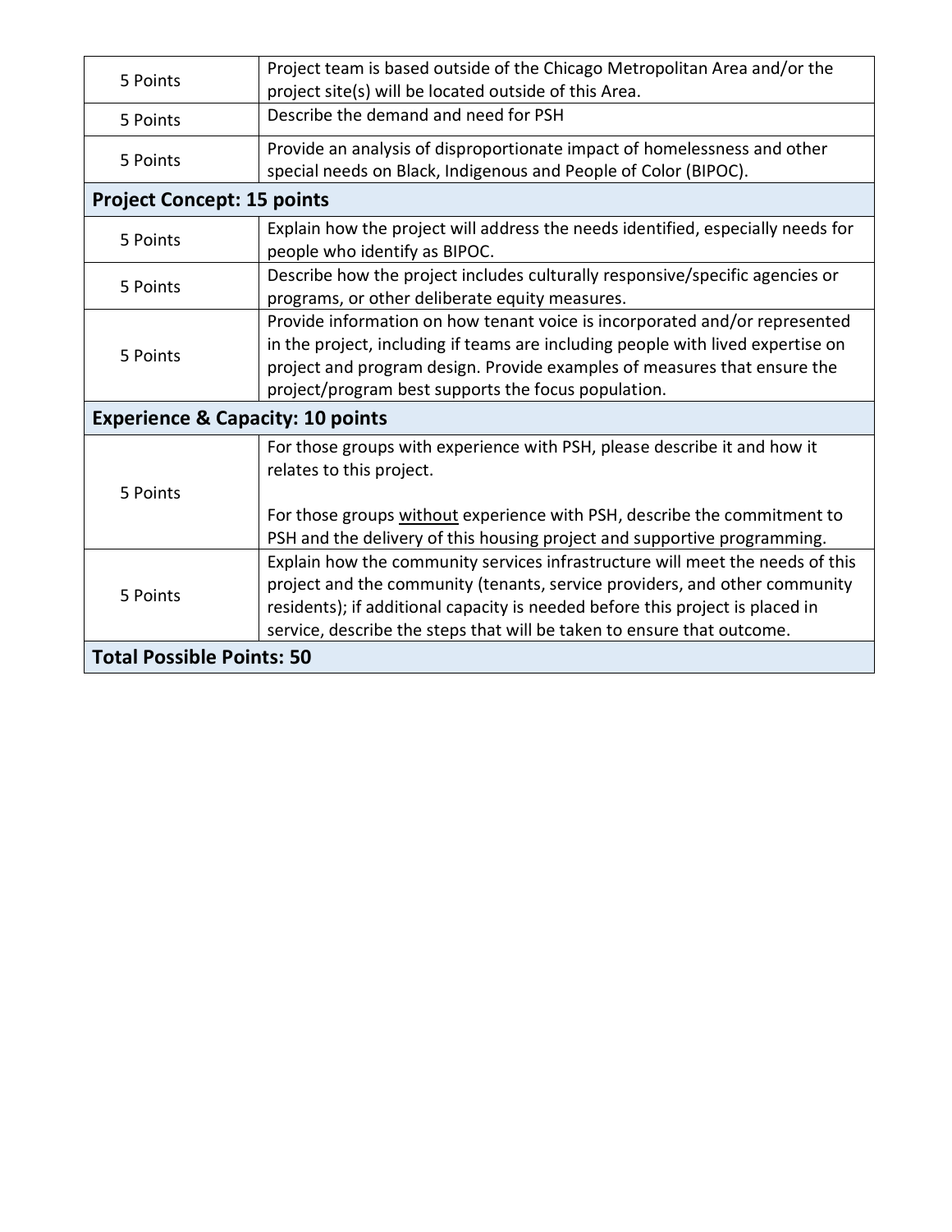| | |
|---|---|
| 5 Points | Project team is based outside of the Chicago Metropolitan Area and/or the project site(s) will be located outside of this Area. |
| 5 Points | Describe the demand and need for PSH |
| 5 Points | Provide an analysis of disproportionate impact of homelessness and other special needs on Black, Indigenous and People of Color (BIPOC). |
| **Project Concept: 15 points** | |
| 5 Points | Explain how the project will address the needs identified, especially needs for people who identify as BIPOC. |
| 5 Points | Describe how the project includes culturally responsive/specific agencies or programs, or other deliberate equity measures. |
| 5 Points | Provide information on how tenant voice is incorporated and/or represented in the project, including if teams are including people with lived expertise on project and program design. Provide examples of measures that ensure the project/program best supports the focus population. |
| **Experience & Capacity: 10 points** | |
| 5 Points | For those groups with experience with PSH, please describe it and how it relates to this project.<br><br>For those groups <u>without</u> experience with PSH, describe the commitment to PSH and the delivery of this housing project and supportive programming. |
| 5 Points | Explain how the community services infrastructure will meet the needs of this project and the community (tenants, service providers, and other community residents); if additional capacity is needed before this project is placed in service, describe the steps that will be taken to ensure that outcome. |
| **Total Possible Points: 50** | |